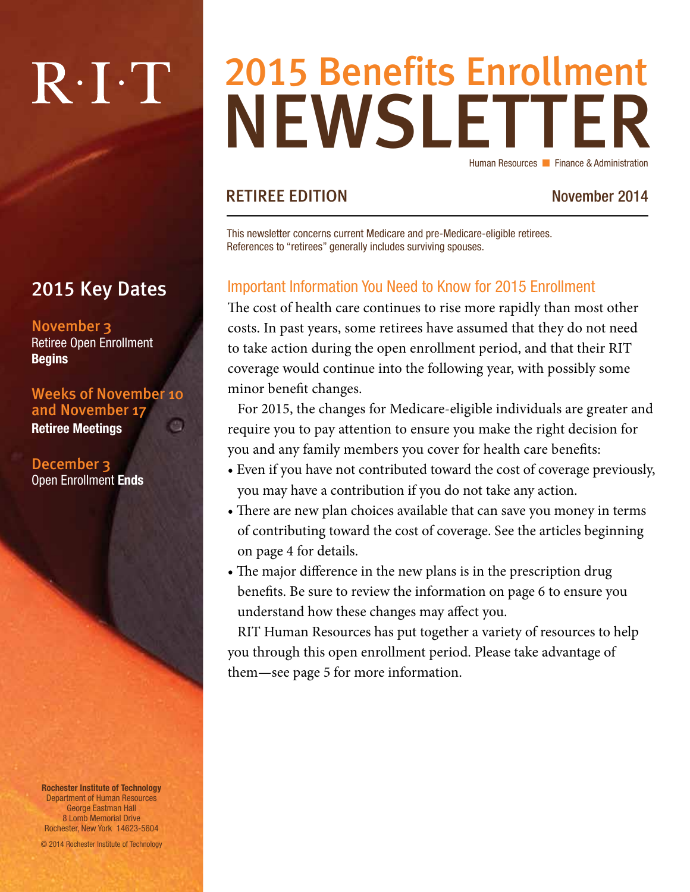R·I·T

# 2015 Benefits Enrollment NEWSLETTER

Human Resources ■ Finance & Administration

## RETIREE EDITION

November 2014

This newsletter concerns current Medicare and pre-Medicare-eligible retirees. References to "retirees" generally includes surviving spouses.

## 2015 Key Dates

**November 3**
Retiree Open Enrollment **Begins**

**Weeks of November 10 and November 17**
**Retiree Meetings**

**December 3**
Open Enrollment **Ends**

### Important Information You Need to Know for 2015 Enrollment

The cost of health care continues to rise more rapidly than most other costs. In past years, some retirees have assumed that they do not need to take action during the open enrollment period, and that their RIT coverage would continue into the following year, with possibly some minor benefit changes.

For 2015, the changes for Medicare-eligible individuals are greater and require you to pay attention to ensure you make the right decision for you and any family members you cover for health care benefits:

- Even if you have not contributed toward the cost of coverage previously, you may have a contribution if you do not take any action.
- There are new plan choices available that can save you money in terms of contributing toward the cost of coverage. See the articles beginning on page 4 for details.
- The major difference in the new plans is in the prescription drug benefits. Be sure to review the information on page 6 to ensure you understand how these changes may affect you.

RIT Human Resources has put together a variety of resources to help you through this open enrollment period. Please take advantage of them—see page 5 for more information.

**Rochester Institute of Technology**
Department of Human Resources
George Eastman Hall
8 Lomb Memorial Drive
Rochester, New York 14623-5604

© 2014 Rochester Institute of Technology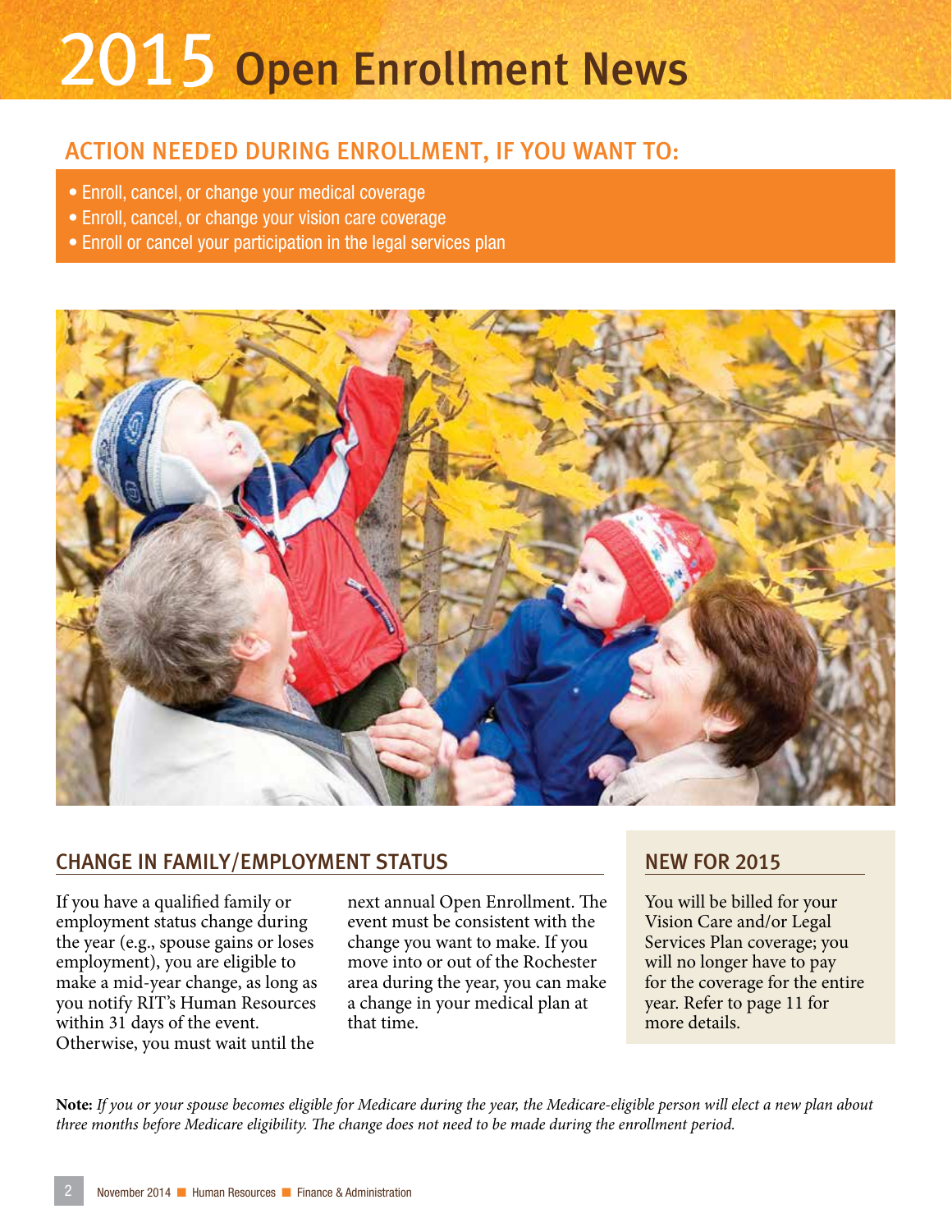# 2015 Open Enrollment News

## ACTION NEEDED DURING ENROLLMENT, IF YOU WANT TO:

- Enroll, cancel, or change your medical coverage
- Enroll, cancel, or change your vision care coverage
- Enroll or cancel your participation in the legal services plan

## CHANGE IN FAMILY/EMPLOYMENT STATUS

If you have a qualified family or employment status change during the year (e.g., spouse gains or loses employment), you are eligible to make a mid-year change, as long as you notify RIT's Human Resources within 31 days of the event. Otherwise, you must wait until the next annual Open Enrollment. The event must be consistent with the change you want to make. If you move into or out of the Rochester area during the year, you can make a change in your medical plan at that time.

## NEW FOR 2015

You will be billed for your Vision Care and/or Legal Services Plan coverage; you will no longer have to pay for the coverage for the entire year. Refer to page 11 for more details.

**Note:** *If you or your spouse becomes eligible for Medicare during the year, the Medicare-eligible person will elect a new plan about three months before Medicare eligibility. The change does not need to be made during the enrollment period.*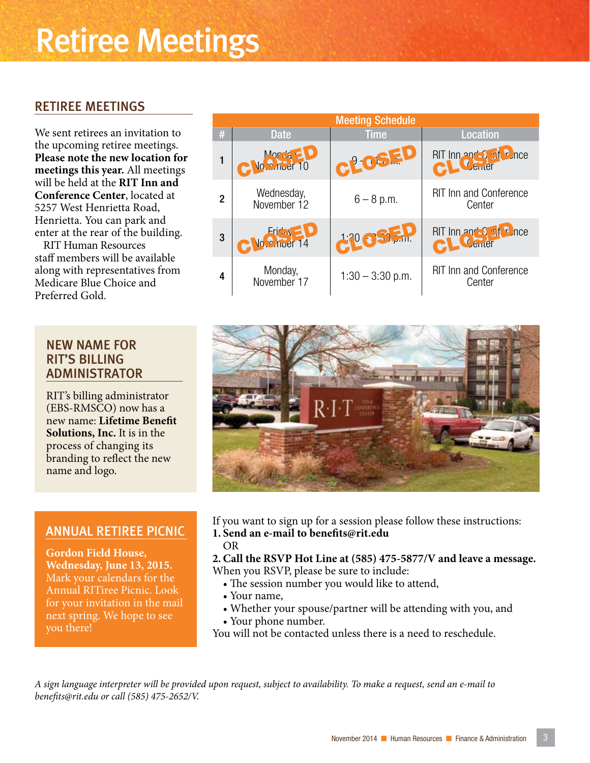# Retiree Meetings

## RETIREE MEETINGS

We sent retirees an invitation to the upcoming retiree meetings. **Please note the new location for meetings this year.** All meetings will be held at the **RIT Inn and Conference Center**, located at 5257 West Henrietta Road, Henrietta. You can park and enter at the rear of the building.

RIT Human Resources staff members will be available along with representatives from Medicare Blue Choice and Preferred Gold.

| Meeting Schedule | | | |
|---|---|---|---|
| # | Date | Time | Location |
| 1 | Monday, November 10 (CLOSED) | 9 – 11 a.m. (CLOSED) | RIT Inn and Conference Center (CLOSED) |
| 2 | Wednesday, November 12 | 6 – 8 p.m. | RIT Inn and Conference Center |
| 3 | Friday, November 14 (CLOSED) | 1:30 – 3:30 p.m. (CLOSED) | RIT Inn and Conference Center (CLOSED) |
| 4 | Monday, November 17 | 1:30 – 3:30 p.m. | RIT Inn and Conference Center |

If you want to sign up for a session please follow these instructions:

**1. Send an e-mail to benefits@rit.edu**

OR

**2. Call the RSVP Hot Line at (585) 475-5877/V and leave a message.**

When you RSVP, please be sure to include:

- The session number you would like to attend,
- Your name,
- Whether your spouse/partner will be attending with you, and
- Your phone number.

You will not be contacted unless there is a need to reschedule.

## NEW NAME FOR RIT'S BILLING ADMINISTRATOR

RIT's billing administrator (EBS-RMSCO) now has a new name: **Lifetime Benefit Solutions, Inc.** It is in the process of changing its branding to reflect the new name and logo.

## ANNUAL RETIREE PICNIC

**Gordon Field House, Wednesday, June 13, 2015.** Mark your calendars for the Annual RITiree Picnic. Look for your invitation in the mail next spring. We hope to see you there!

*A sign language interpreter will be provided upon request, subject to availability. To make a request, send an e-mail to benefits@rit.edu or call (585) 475-2652/V.*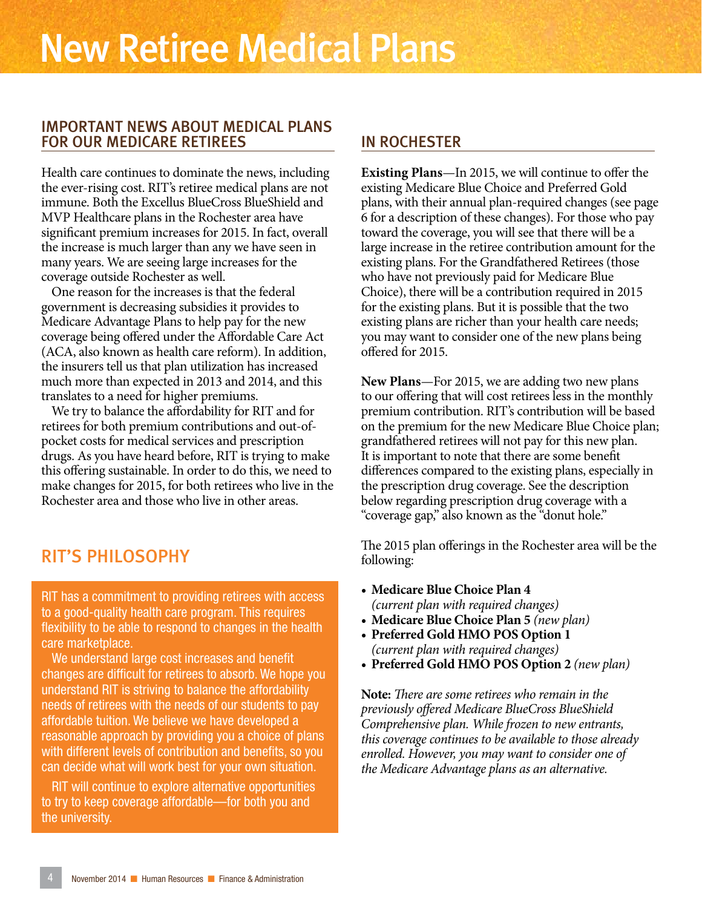# New Retiree Medical Plans

## IMPORTANT NEWS ABOUT MEDICAL PLANS FOR OUR MEDICARE RETIREES

Health care continues to dominate the news, including the ever-rising cost. RIT's retiree medical plans are not immune. Both the Excellus BlueCross BlueShield and MVP Healthcare plans in the Rochester area have significant premium increases for 2015. In fact, overall the increase is much larger than any we have seen in many years. We are seeing large increases for the coverage outside Rochester as well.

One reason for the increases is that the federal government is decreasing subsidies it provides to Medicare Advantage Plans to help pay for the new coverage being offered under the Affordable Care Act (ACA, also known as health care reform). In addition, the insurers tell us that plan utilization has increased much more than expected in 2013 and 2014, and this translates to a need for higher premiums.

We try to balance the affordability for RIT and for retirees for both premium contributions and out-of-pocket costs for medical services and prescription drugs. As you have heard before, RIT is trying to make this offering sustainable. In order to do this, we need to make changes for 2015, for both retirees who live in the Rochester area and those who live in other areas.

## RIT'S PHILOSOPHY

RIT has a commitment to providing retirees with access to a good-quality health care program. This requires flexibility to be able to respond to changes in the health care marketplace.

We understand large cost increases and benefit changes are difficult for retirees to absorb. We hope you understand RIT is striving to balance the affordability needs of retirees with the needs of our students to pay affordable tuition. We believe we have developed a reasonable approach by providing you a choice of plans with different levels of contribution and benefits, so you can decide what will work best for your own situation.

RIT will continue to explore alternative opportunities to try to keep coverage affordable—for both you and the university.

## IN ROCHESTER

**Existing Plans**—In 2015, we will continue to offer the existing Medicare Blue Choice and Preferred Gold plans, with their annual plan-required changes (see page 6 for a description of these changes). For those who pay toward the coverage, you will see that there will be a large increase in the retiree contribution amount for the existing plans. For the Grandfathered Retirees (those who have not previously paid for Medicare Blue Choice), there will be a contribution required in 2015 for the existing plans. But it is possible that the two existing plans are richer than your health care needs; you may want to consider one of the new plans being offered for 2015.

**New Plans**—For 2015, we are adding two new plans to our offering that will cost retirees less in the monthly premium contribution. RIT's contribution will be based on the premium for the new Medicare Blue Choice plan; grandfathered retirees will not pay for this new plan. It is important to note that there are some benefit differences compared to the existing plans, especially in the prescription drug coverage. See the description below regarding prescription drug coverage with a "coverage gap," also known as the "donut hole."

The 2015 plan offerings in the Rochester area will be the following:

- **Medicare Blue Choice Plan 4** *(current plan with required changes)*
- **Medicare Blue Choice Plan 5** *(new plan)*
- **Preferred Gold HMO POS Option 1** *(current plan with required changes)*
- **Preferred Gold HMO POS Option 2** *(new plan)*

**Note:** *There are some retirees who remain in the previously offered Medicare BlueCross BlueShield Comprehensive plan. While frozen to new entrants, this coverage continues to be available to those already enrolled. However, you may want to consider one of the Medicare Advantage plans as an alternative.*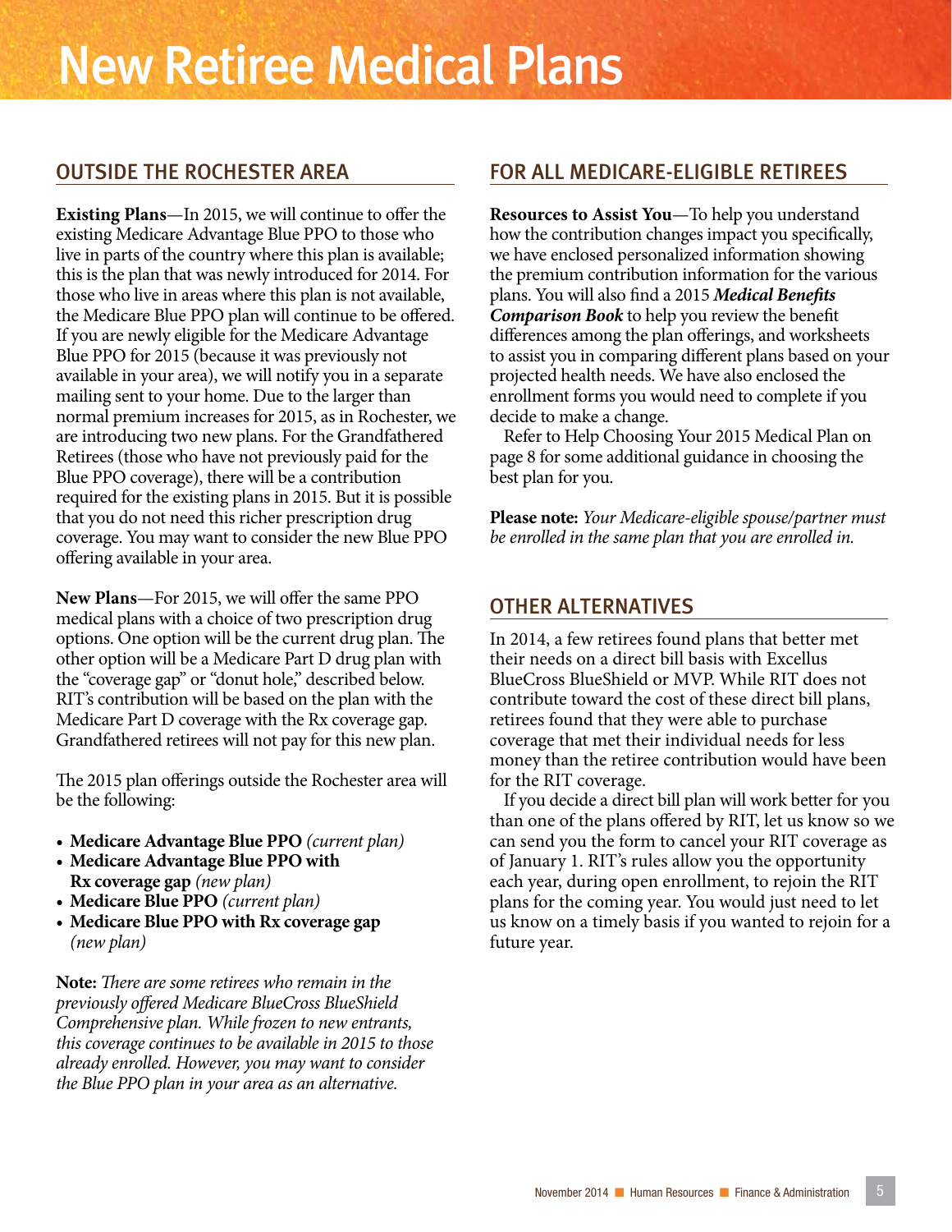# New Retiree Medical Plans

## OUTSIDE THE ROCHESTER AREA

**Existing Plans**—In 2015, we will continue to offer the existing Medicare Advantage Blue PPO to those who live in parts of the country where this plan is available; this is the plan that was newly introduced for 2014. For those who live in areas where this plan is not available, the Medicare Blue PPO plan will continue to be offered. If you are newly eligible for the Medicare Advantage Blue PPO for 2015 (because it was previously not available in your area), we will notify you in a separate mailing sent to your home. Due to the larger than normal premium increases for 2015, as in Rochester, we are introducing two new plans. For the Grandfathered Retirees (those who have not previously paid for the Blue PPO coverage), there will be a contribution required for the existing plans in 2015. But it is possible that you do not need this richer prescription drug coverage. You may want to consider the new Blue PPO offering available in your area.

**New Plans**—For 2015, we will offer the same PPO medical plans with a choice of two prescription drug options. One option will be the current drug plan. The other option will be a Medicare Part D drug plan with the "coverage gap" or "donut hole," described below. RIT's contribution will be based on the plan with the Medicare Part D coverage with the Rx coverage gap. Grandfathered retirees will not pay for this new plan.

The 2015 plan offerings outside the Rochester area will be the following:

- **Medicare Advantage Blue PPO** *(current plan)*
- **Medicare Advantage Blue PPO with Rx coverage gap** *(new plan)*
- **Medicare Blue PPO** *(current plan)*
- **Medicare Blue PPO with Rx coverage gap** *(new plan)*

**Note:** *There are some retirees who remain in the previously offered Medicare BlueCross BlueShield Comprehensive plan. While frozen to new entrants, this coverage continues to be available in 2015 to those already enrolled. However, you may want to consider the Blue PPO plan in your area as an alternative.*

## FOR ALL MEDICARE-ELIGIBLE RETIREES

**Resources to Assist You**—To help you understand how the contribution changes impact you specifically, we have enclosed personalized information showing the premium contribution information for the various plans. You will also find a 2015 ***Medical Benefits Comparison Book*** to help you review the benefit differences among the plan offerings, and worksheets to assist you in comparing different plans based on your projected health needs. We have also enclosed the enrollment forms you would need to complete if you decide to make a change.

Refer to Help Choosing Your 2015 Medical Plan on page 8 for some additional guidance in choosing the best plan for you.

**Please note:** *Your Medicare-eligible spouse/partner must be enrolled in the same plan that you are enrolled in.*

## OTHER ALTERNATIVES

In 2014, a few retirees found plans that better met their needs on a direct bill basis with Excellus BlueCross BlueShield or MVP. While RIT does not contribute toward the cost of these direct bill plans, retirees found that they were able to purchase coverage that met their individual needs for less money than the retiree contribution would have been for the RIT coverage.

If you decide a direct bill plan will work better for you than one of the plans offered by RIT, let us know so we can send you the form to cancel your RIT coverage as of January 1. RIT's rules allow you the opportunity each year, during open enrollment, to rejoin the RIT plans for the coming year. You would just need to let us know on a timely basis if you wanted to rejoin for a future year.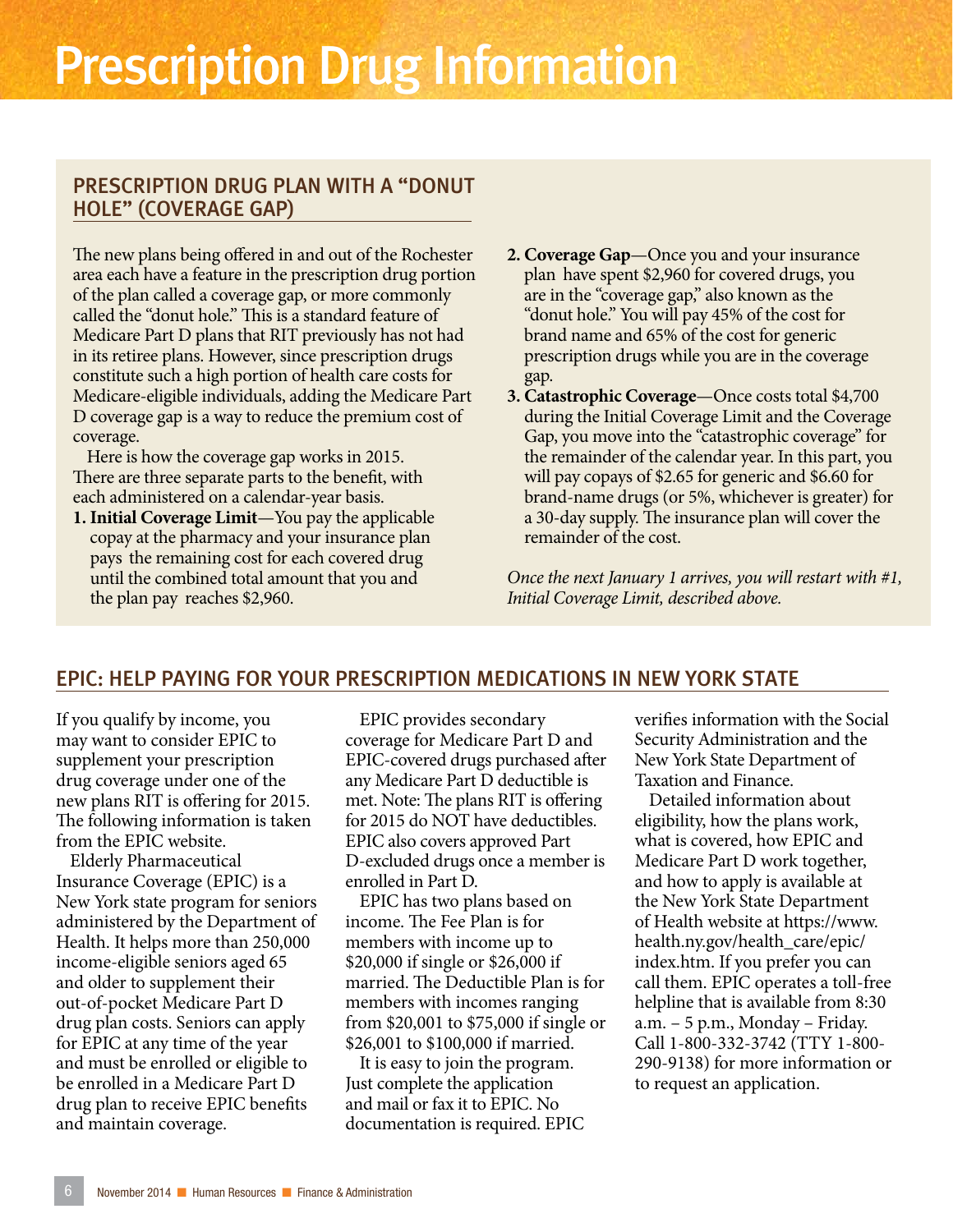# Prescription Drug Information

## PRESCRIPTION DRUG PLAN WITH A "DONUT HOLE" (COVERAGE GAP)

The new plans being offered in and out of the Rochester area each have a feature in the prescription drug portion of the plan called a coverage gap, or more commonly called the "donut hole." This is a standard feature of Medicare Part D plans that RIT previously has not had in its retiree plans. However, since prescription drugs constitute such a high portion of health care costs for Medicare-eligible individuals, adding the Medicare Part D coverage gap is a way to reduce the premium cost of coverage.

Here is how the coverage gap works in 2015. There are three separate parts to the benefit, with each administered on a calendar-year basis.

1. **Initial Coverage Limit**—You pay the applicable copay at the pharmacy and your insurance plan pays the remaining cost for each covered drug until the combined total amount that you and the plan pay reaches $2,960.
2. **Coverage Gap**—Once you and your insurance plan have spent $2,960 for covered drugs, you are in the "coverage gap," also known as the "donut hole." You will pay 45% of the cost for brand name and 65% of the cost for generic prescription drugs while you are in the coverage gap.
3. **Catastrophic Coverage**—Once costs total $4,700 during the Initial Coverage Limit and the Coverage Gap, you move into the "catastrophic coverage" for the remainder of the calendar year. In this part, you will pay copays of $2.65 for generic and $6.60 for brand-name drugs (or 5%, whichever is greater) for a 30-day supply. The insurance plan will cover the remainder of the cost.

*Once the next January 1 arrives, you will restart with #1, Initial Coverage Limit, described above.*

## EPIC: HELP PAYING FOR YOUR PRESCRIPTION MEDICATIONS IN NEW YORK STATE

If you qualify by income, you may want to consider EPIC to supplement your prescription drug coverage under one of the new plans RIT is offering for 2015. The following information is taken from the EPIC website.

Elderly Pharmaceutical Insurance Coverage (EPIC) is a New York state program for seniors administered by the Department of Health. It helps more than 250,000 income-eligible seniors aged 65 and older to supplement their out-of-pocket Medicare Part D drug plan costs. Seniors can apply for EPIC at any time of the year and must be enrolled or eligible to be enrolled in a Medicare Part D drug plan to receive EPIC benefits and maintain coverage.

EPIC provides secondary coverage for Medicare Part D and EPIC-covered drugs purchased after any Medicare Part D deductible is met. Note: The plans RIT is offering for 2015 do NOT have deductibles. EPIC also covers approved Part D-excluded drugs once a member is enrolled in Part D.

EPIC has two plans based on income. The Fee Plan is for members with income up to $20,000 if single or $26,000 if married. The Deductible Plan is for members with incomes ranging from $20,001 to $75,000 if single or $26,001 to $100,000 if married.

It is easy to join the program. Just complete the application and mail or fax it to EPIC. No documentation is required. EPIC verifies information with the Social Security Administration and the New York State Department of Taxation and Finance.

Detailed information about eligibility, how the plans work, what is covered, how EPIC and Medicare Part D work together, and how to apply is available at the New York State Department of Health website at https://www.health.ny.gov/health_care/epic/index.htm. If you prefer you can call them. EPIC operates a toll-free helpline that is available from 8:30 a.m. – 5 p.m., Monday – Friday. Call 1-800-332-3742 (TTY 1-800-290-9138) for more information or to request an application.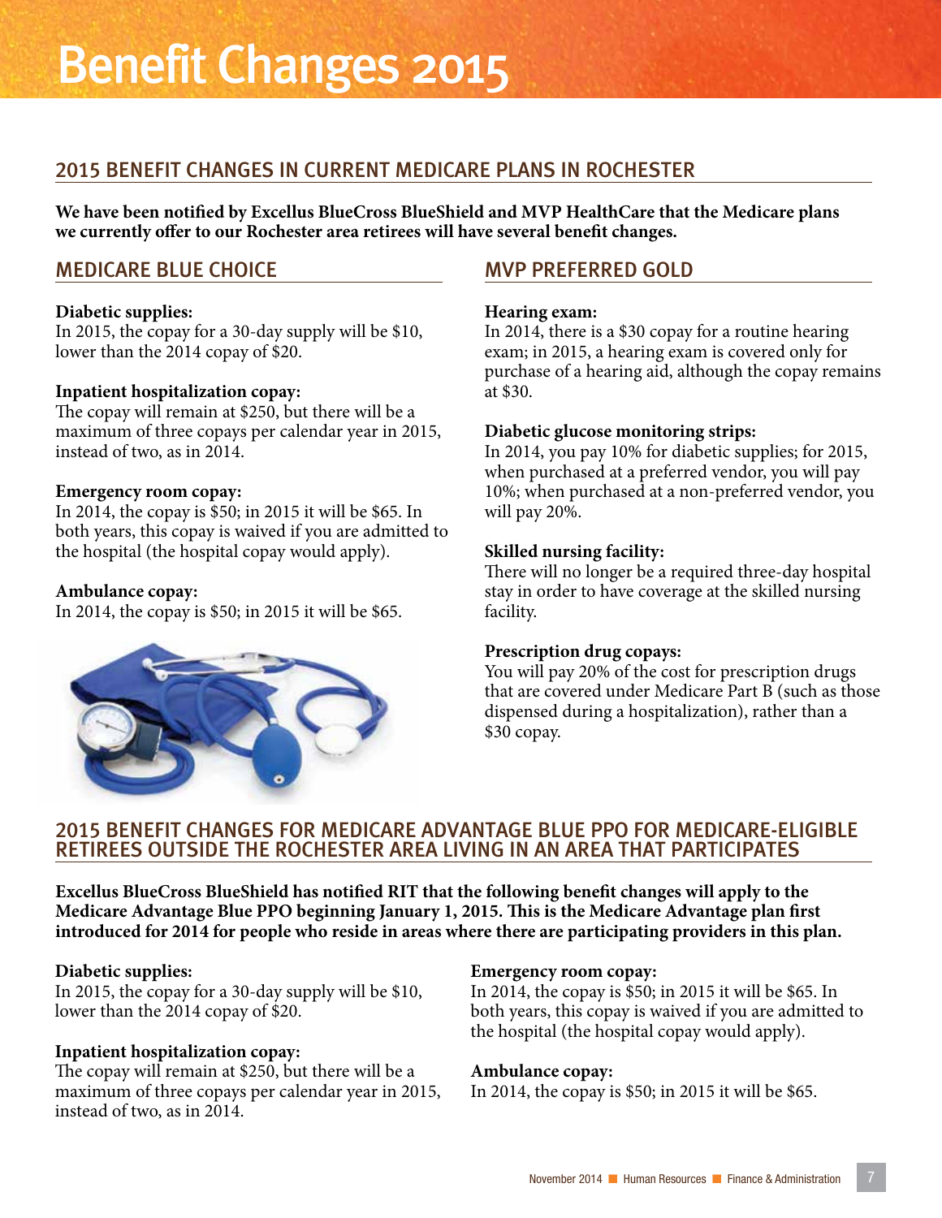# Benefit Changes 2015

## 2015 BENEFIT CHANGES IN CURRENT MEDICARE PLANS IN ROCHESTER

**We have been notified by Excellus BlueCross BlueShield and MVP HealthCare that the Medicare plans we currently offer to our Rochester area retirees will have several benefit changes.**

### MEDICARE BLUE CHOICE

**Diabetic supplies:**
In 2015, the copay for a 30-day supply will be $10, lower than the 2014 copay of $20.

**Inpatient hospitalization copay:**
The copay will remain at $250, but there will be a maximum of three copays per calendar year in 2015, instead of two, as in 2014.

**Emergency room copay:**
In 2014, the copay is $50; in 2015 it will be $65. In both years, this copay is waived if you are admitted to the hospital (the hospital copay would apply).

**Ambulance copay:**
In 2014, the copay is $50; in 2015 it will be $65.

### MVP PREFERRED GOLD

**Hearing exam:**
In 2014, there is a $30 copay for a routine hearing exam; in 2015, a hearing exam is covered only for purchase of a hearing aid, although the copay remains at $30.

**Diabetic glucose monitoring strips:**
In 2014, you pay 10% for diabetic supplies; for 2015, when purchased at a preferred vendor, you will pay 10%; when purchased at a non-preferred vendor, you will pay 20%.

**Skilled nursing facility:**
There will no longer be a required three-day hospital stay in order to have coverage at the skilled nursing facility.

**Prescription drug copays:**
You will pay 20% of the cost for prescription drugs that are covered under Medicare Part B (such as those dispensed during a hospitalization), rather than a $30 copay.

## 2015 BENEFIT CHANGES FOR MEDICARE ADVANTAGE BLUE PPO FOR MEDICARE-ELIGIBLE RETIREES OUTSIDE THE ROCHESTER AREA LIVING IN AN AREA THAT PARTICIPATES

**Excellus BlueCross BlueShield has notified RIT that the following benefit changes will apply to the Medicare Advantage Blue PPO beginning January 1, 2015. This is the Medicare Advantage plan first introduced for 2014 for people who reside in areas where there are participating providers in this plan.**

**Diabetic supplies:**
In 2015, the copay for a 30-day supply will be $10, lower than the 2014 copay of $20.

**Inpatient hospitalization copay:**
The copay will remain at $250, but there will be a maximum of three copays per calendar year in 2015, instead of two, as in 2014.

**Emergency room copay:**
In 2014, the copay is $50; in 2015 it will be $65. In both years, this copay is waived if you are admitted to the hospital (the hospital copay would apply).

**Ambulance copay:**
In 2014, the copay is $50; in 2015 it will be $65.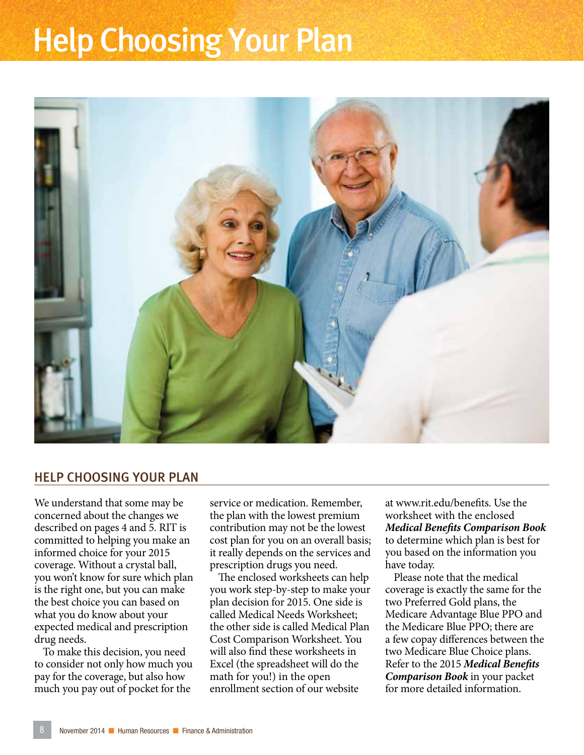# Help Choosing Your Plan

## HELP CHOOSING YOUR PLAN

We understand that some may be concerned about the changes we described on pages 4 and 5. RIT is committed to helping you make an informed choice for your 2015 coverage. Without a crystal ball, you won't know for sure which plan is the right one, but you can make the best choice you can based on what you do know about your expected medical and prescription drug needs.

To make this decision, you need to consider not only how much you pay for the coverage, but also how much you pay out of pocket for the service or medication. Remember, the plan with the lowest premium contribution may not be the lowest cost plan for you on an overall basis; it really depends on the services and prescription drugs you need.

The enclosed worksheets can help you work step-by-step to make your plan decision for 2015. One side is called Medical Needs Worksheet; the other side is called Medical Plan Cost Comparison Worksheet. You will also find these worksheets in Excel (the spreadsheet will do the math for you!) in the open enrollment section of our website at www.rit.edu/benefits. Use the worksheet with the enclosed ***Medical Benefits Comparison Book*** to determine which plan is best for you based on the information you have today.

Please note that the medical coverage is exactly the same for the two Preferred Gold plans, the Medicare Advantage Blue PPO and the Medicare Blue PPO; there are a few copay differences between the two Medicare Blue Choice plans. Refer to the 2015 ***Medical Benefits Comparison Book*** in your packet for more detailed information.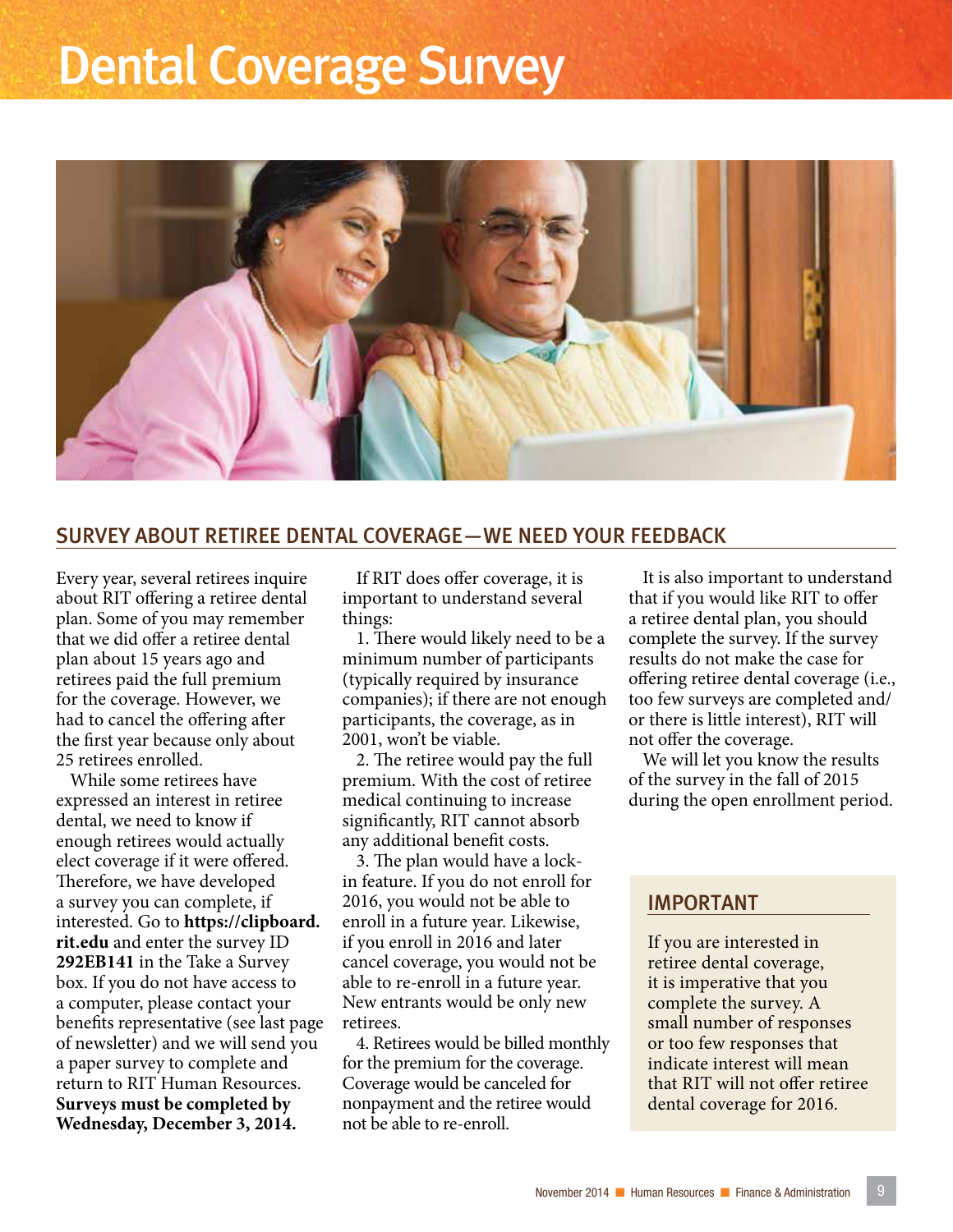# Dental Coverage Survey

## SURVEY ABOUT RETIREE DENTAL COVERAGE—WE NEED YOUR FEEDBACK

Every year, several retirees inquire about RIT offering a retiree dental plan. Some of you may remember that we did offer a retiree dental plan about 15 years ago and retirees paid the full premium for the coverage. However, we had to cancel the offering after the first year because only about 25 retirees enrolled.

While some retirees have expressed an interest in retiree dental, we need to know if enough retirees would actually elect coverage if it were offered. Therefore, we have developed a survey you can complete, if interested. Go to **https://clipboard.rit.edu** and enter the survey ID **292EB141** in the Take a Survey box. If you do not have access to a computer, please contact your benefits representative (see last page of newsletter) and we will send you a paper survey to complete and return to RIT Human Resources. **Surveys must be completed by Wednesday, December 3, 2014.**

If RIT does offer coverage, it is important to understand several things:

1. There would likely need to be a minimum number of participants (typically required by insurance companies); if there are not enough participants, the coverage, as in 2001, won't be viable.
2. The retiree would pay the full premium. With the cost of retiree medical continuing to increase significantly, RIT cannot absorb any additional benefit costs.
3. The plan would have a lock-in feature. If you do not enroll for 2016, you would not be able to enroll in a future year. Likewise, if you enroll in 2016 and later cancel coverage, you would not be able to re-enroll in a future year. New entrants would be only new retirees.
4. Retirees would be billed monthly for the premium for the coverage. Coverage would be canceled for nonpayment and the retiree would not be able to re-enroll.

It is also important to understand that if you would like RIT to offer a retiree dental plan, you should complete the survey. If the survey results do not make the case for offering retiree dental coverage (i.e., too few surveys are completed and/or there is little interest), RIT will not offer the coverage.

We will let you know the results of the survey in the fall of 2015 during the open enrollment period.

### IMPORTANT

If you are interested in retiree dental coverage, it is imperative that you complete the survey. A small number of responses or too few responses that indicate interest will mean that RIT will not offer retiree dental coverage for 2016.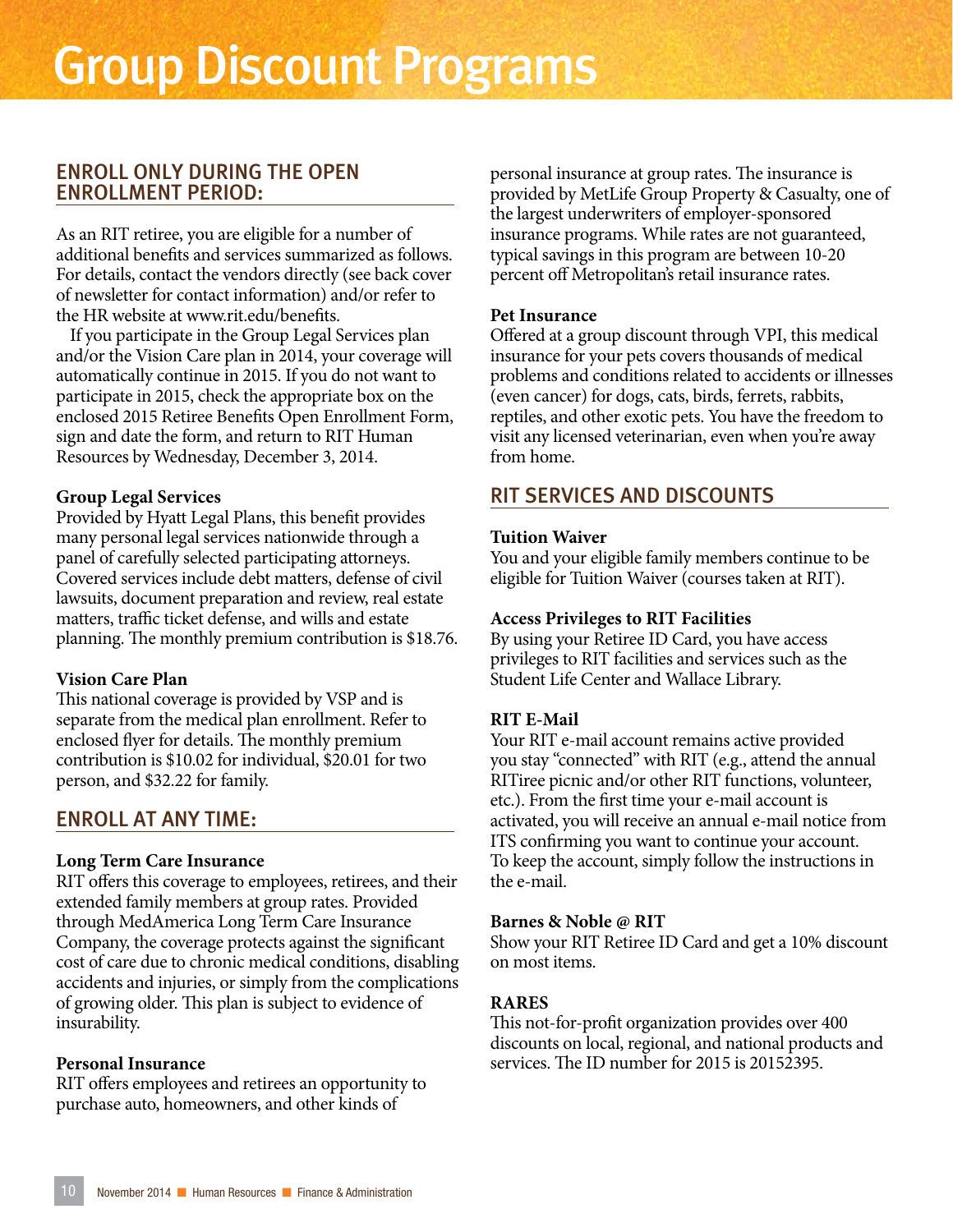# Group Discount Programs

## ENROLL ONLY DURING THE OPEN ENROLLMENT PERIOD:

As an RIT retiree, you are eligible for a number of additional benefits and services summarized as follows. For details, contact the vendors directly (see back cover of newsletter for contact information) and/or refer to the HR website at www.rit.edu/benefits.

If you participate in the Group Legal Services plan and/or the Vision Care plan in 2014, your coverage will automatically continue in 2015. If you do not want to participate in 2015, check the appropriate box on the enclosed 2015 Retiree Benefits Open Enrollment Form, sign and date the form, and return to RIT Human Resources by Wednesday, December 3, 2014.

**Group Legal Services**
Provided by Hyatt Legal Plans, this benefit provides many personal legal services nationwide through a panel of carefully selected participating attorneys. Covered services include debt matters, defense of civil lawsuits, document preparation and review, real estate matters, traffic ticket defense, and wills and estate planning. The monthly premium contribution is $18.76.

**Vision Care Plan**
This national coverage is provided by VSP and is separate from the medical plan enrollment. Refer to enclosed flyer for details. The monthly premium contribution is $10.02 for individual, $20.01 for two person, and $32.22 for family.

## ENROLL AT ANY TIME:

**Long Term Care Insurance**
RIT offers this coverage to employees, retirees, and their extended family members at group rates. Provided through MedAmerica Long Term Care Insurance Company, the coverage protects against the significant cost of care due to chronic medical conditions, disabling accidents and injuries, or simply from the complications of growing older. This plan is subject to evidence of insurability.

**Personal Insurance**
RIT offers employees and retirees an opportunity to purchase auto, homeowners, and other kinds of personal insurance at group rates. The insurance is provided by MetLife Group Property & Casualty, one of the largest underwriters of employer-sponsored insurance programs. While rates are not guaranteed, typical savings in this program are between 10-20 percent off Metropolitan's retail insurance rates.

**Pet Insurance**
Offered at a group discount through VPI, this medical insurance for your pets covers thousands of medical problems and conditions related to accidents or illnesses (even cancer) for dogs, cats, birds, ferrets, rabbits, reptiles, and other exotic pets. You have the freedom to visit any licensed veterinarian, even when you're away from home.

## RIT SERVICES AND DISCOUNTS

**Tuition Waiver**
You and your eligible family members continue to be eligible for Tuition Waiver (courses taken at RIT).

**Access Privileges to RIT Facilities**
By using your Retiree ID Card, you have access privileges to RIT facilities and services such as the Student Life Center and Wallace Library.

**RIT E-Mail**
Your RIT e-mail account remains active provided you stay "connected" with RIT (e.g., attend the annual RITiree picnic and/or other RIT functions, volunteer, etc.). From the first time your e-mail account is activated, you will receive an annual e-mail notice from ITS confirming you want to continue your account. To keep the account, simply follow the instructions in the e-mail.

**Barnes & Noble @ RIT**
Show your RIT Retiree ID Card and get a 10% discount on most items.

**RARES**
This not-for-profit organization provides over 400 discounts on local, regional, and national products and services. The ID number for 2015 is 20152395.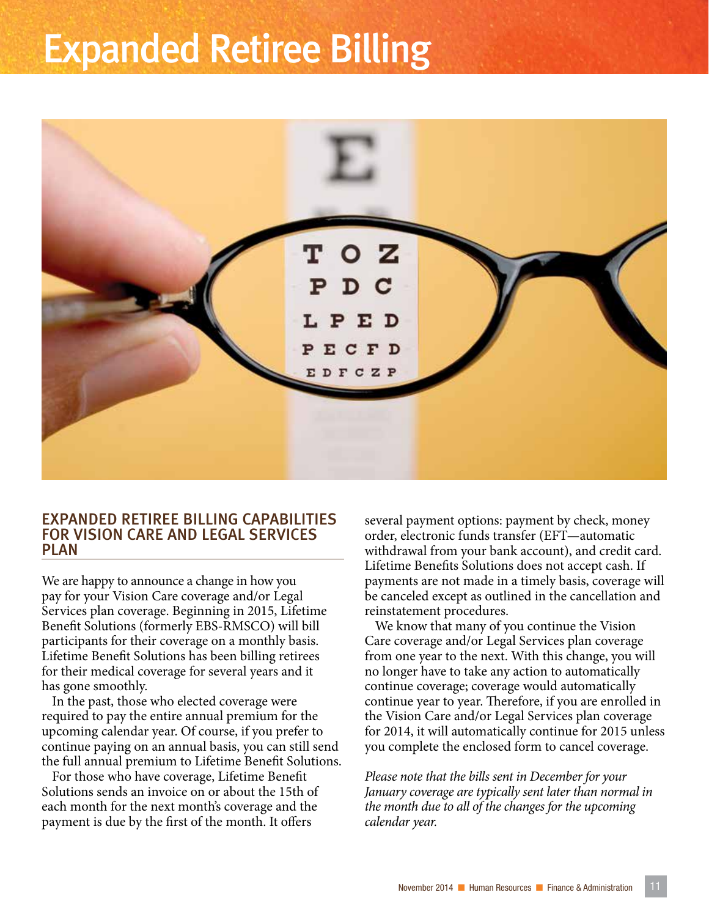# Expanded Retiree Billing

## EXPANDED RETIREE BILLING CAPABILITIES FOR VISION CARE AND LEGAL SERVICES PLAN

We are happy to announce a change in how you pay for your Vision Care coverage and/or Legal Services plan coverage. Beginning in 2015, Lifetime Benefit Solutions (formerly EBS-RMSCO) will bill participants for their coverage on a monthly basis. Lifetime Benefit Solutions has been billing retirees for their medical coverage for several years and it has gone smoothly.

In the past, those who elected coverage were required to pay the entire annual premium for the upcoming calendar year. Of course, if you prefer to continue paying on an annual basis, you can still send the full annual premium to Lifetime Benefit Solutions.

For those who have coverage, Lifetime Benefit Solutions sends an invoice on or about the 15th of each month for the next month's coverage and the payment is due by the first of the month. It offers several payment options: payment by check, money order, electronic funds transfer (EFT—automatic withdrawal from your bank account), and credit card. Lifetime Benefits Solutions does not accept cash. If payments are not made in a timely basis, coverage will be canceled except as outlined in the cancellation and reinstatement procedures.

We know that many of you continue the Vision Care coverage and/or Legal Services plan coverage from one year to the next. With this change, you will no longer have to take any action to automatically continue coverage; coverage would automatically continue year to year. Therefore, if you are enrolled in the Vision Care and/or Legal Services plan coverage for 2014, it will automatically continue for 2015 unless you complete the enclosed form to cancel coverage.

*Please note that the bills sent in December for your January coverage are typically sent later than normal in the month due to all of the changes for the upcoming calendar year.*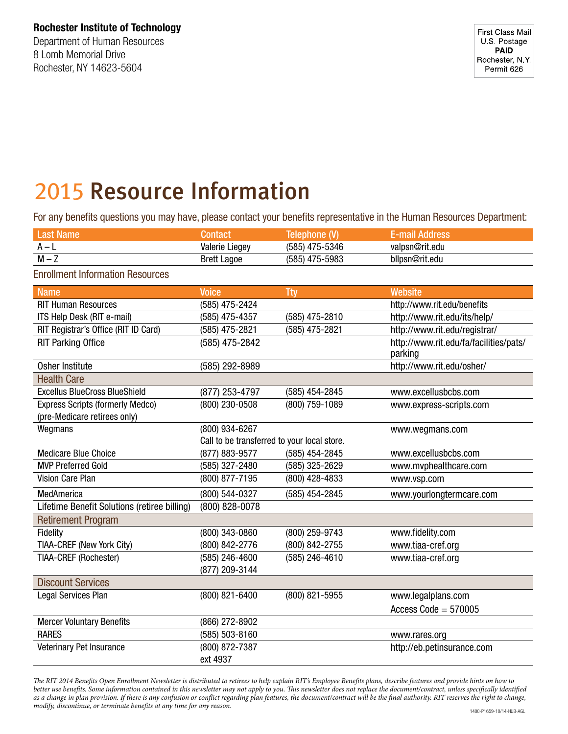**Rochester Institute of Technology**
Department of Human Resources
8 Lomb Memorial Drive
Rochester, NY 14623-5604

First Class Mail
U.S. Postage
**PAID**
Rochester, N.Y.
Permit 626

# 2015 Resource Information

For any benefits questions you may have, please contact your benefits representative in the Human Resources Department:

| Last Name | Contact | Telephone (V) | E-mail Address |
|---|---|---|---|
| A – L | Valerie Liegey | (585) 475-5346 | valpsn@rit.edu |
| M – Z | Brett Lagoe | (585) 475-5983 | bllpsn@rit.edu |

## Enrollment Information Resources

| Name | Voice | Tty | Website |
|---|---|---|---|
| RIT Human Resources | (585) 475-2424 | | http://www.rit.edu/benefits |
| ITS Help Desk (RIT e-mail) | (585) 475-4357 | (585) 475-2810 | http://www.rit.edu/its/help/ |
| RIT Registrar's Office (RIT ID Card) | (585) 475-2821 | (585) 475-2821 | http://www.rit.edu/registrar/ |
| RIT Parking Office | (585) 475-2842 | | http://www.rit.edu/fa/facilities/pats/parking |
| Osher Institute | (585) 292-8989 | | http://www.rit.edu/osher/ |
| **Health Care** | | | |
| Excellus BlueCross BlueShield | (877) 253-4797 | (585) 454-2845 | www.excellusbcbs.com |
| Express Scripts (formerly Medco) (pre-Medicare retirees only) | (800) 230-0508 | (800) 759-1089 | www.express-scripts.com |
| Wegmans | (800) 934-6267 Call to be transferred to your local store. | | www.wegmans.com |
| Medicare Blue Choice | (877) 883-9577 | (585) 454-2845 | www.excellusbcbs.com |
| MVP Preferred Gold | (585) 327-2480 | (585) 325-2629 | www.mvphealthcare.com |
| Vision Care Plan | (800) 877-7195 | (800) 428-4833 | www.vsp.com |
| MedAmerica | (800) 544-0327 | (585) 454-2845 | www.yourlongtermcare.com |
| Lifetime Benefit Solutions (retiree billing) | (800) 828-0078 | | |
| **Retirement Program** | | | |
| Fidelity | (800) 343-0860 | (800) 259-9743 | www.fidelity.com |
| TIAA-CREF (New York City) | (800) 842-2776 | (800) 842-2755 | www.tiaa-cref.org |
| TIAA-CREF (Rochester) | (585) 246-4600 (877) 209-3144 | (585) 246-4610 | www.tiaa-cref.org |
| **Discount Services** | | | |
| Legal Services Plan | (800) 821-6400 | (800) 821-5955 | www.legalplans.com Access Code = 570005 |
| Mercer Voluntary Benefits | (866) 272-8902 | | |
| RARES | (585) 503-8160 | | www.rares.org |
| Veterinary Pet Insurance | (800) 872-7387 ext 4937 | | http://eb.petinsurance.com |

*The RIT 2014 Benefits Open Enrollment Newsletter is distributed to retirees to help explain RIT's Employee Benefits plans, describe features and provide hints on how to better use benefits. Some information contained in this newsletter may not apply to you. This newsletter does not replace the document/contract, unless specifically identified as a change in plan provision. If there is any confusion or conflict regarding plan features, the document/contract will be the final authority. RIT reserves the right to change, modify, discontinue, or terminate benefits at any time for any reason.*

1400-P1659-10/14-HUB-AGL